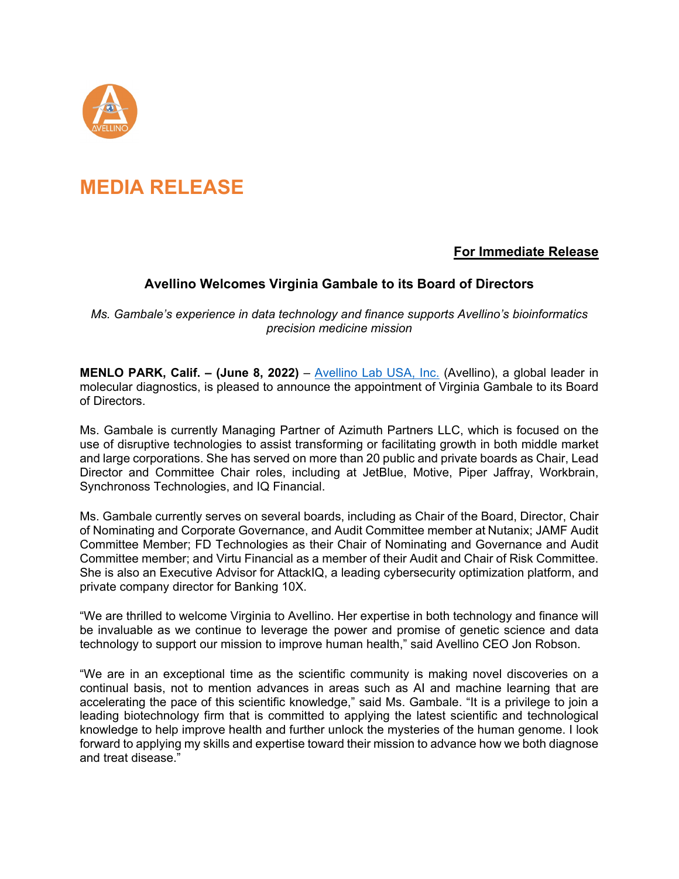# MEDIA RELEASE

**For Immediate Release**

## Avellino Welcomes Virginia Gambale to its Board of Directors

*Ms. Gambale's experience in data technology and finance supports Avellino's bioinformatics precision medicine mission*

**MENLO PARK, Calif. – (June 8, 2022)** – Avellino Lab USA, Inc. (Avellino), a global leader in molecular diagnostics, is pleased to announce the appointment of Virginia Gambale to its Board of Directors.

Ms. Gambale is currently Managing Partner of Azimuth Partners LLC, which is focused on the use of disruptive technologies to assist transforming or facilitating growth in both middle market and large corporations. She has served on more than 20 public and private boards as Chair, Lead Director and Committee Chair roles, including at JetBlue, Motive, Piper Jaffray, Workbrain, Synchronoss Technologies, and IQ Financial.

Ms. Gambale currently serves on several boards, including as Chair of the Board, Director, Chair of Nominating and Corporate Governance, and Audit Committee member at Nutanix; JAMF Audit Committee Member; FD Technologies as their Chair of Nominating and Governance and Audit Committee member; and Virtu Financial as a member of their Audit and Chair of Risk Committee. She is also an Executive Advisor for AttackIQ, a leading cybersecurity optimization platform, and private company director for Banking 10X.

"We are thrilled to welcome Virginia to Avellino. Her expertise in both technology and finance will be invaluable as we continue to leverage the power and promise of genetic science and data technology to support our mission to improve human health," said Avellino CEO Jon Robson.

"We are in an exceptional time as the scientific community is making novel discoveries on a continual basis, not to mention advances in areas such as AI and machine learning that are accelerating the pace of this scientific knowledge," said Ms. Gambale. "It is a privilege to join a leading biotechnology firm that is committed to applying the latest scientific and technological knowledge to help improve health and further unlock the mysteries of the human genome. I look forward to applying my skills and expertise toward their mission to advance how we both diagnose and treat disease."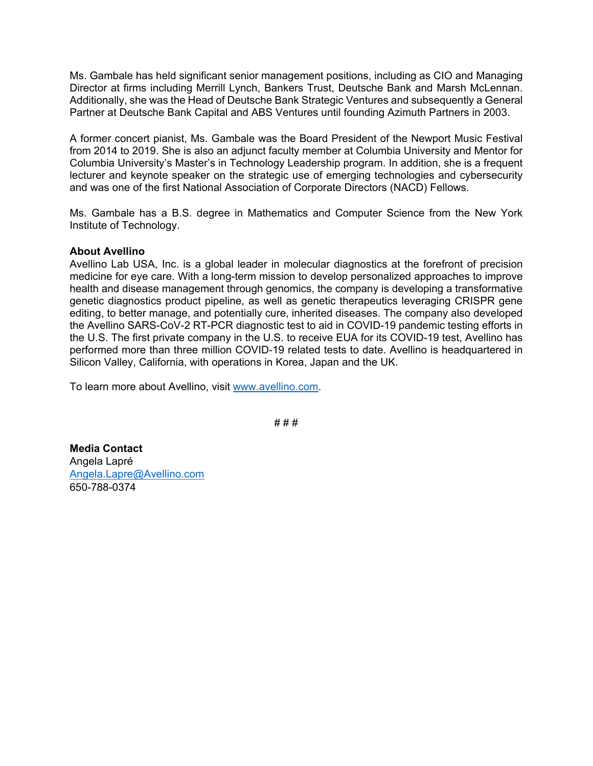Ms. Gambale has held significant senior management positions, including as CIO and Managing Director at firms including Merrill Lynch, Bankers Trust, Deutsche Bank and Marsh McLennan. Additionally, she was the Head of Deutsche Bank Strategic Ventures and subsequently a General Partner at Deutsche Bank Capital and ABS Ventures until founding Azimuth Partners in 2003.

A former concert pianist, Ms. Gambale was the Board President of the Newport Music Festival from 2014 to 2019. She is also an adjunct faculty member at Columbia University and Mentor for Columbia University's Master's in Technology Leadership program. In addition, she is a frequent lecturer and keynote speaker on the strategic use of emerging technologies and cybersecurity and was one of the first National Association of Corporate Directors (NACD) Fellows.

Ms. Gambale has a B.S. degree in Mathematics and Computer Science from the New York Institute of Technology.

**About Avellino**
Avellino Lab USA, Inc. is a global leader in molecular diagnostics at the forefront of precision medicine for eye care. With a long-term mission to develop personalized approaches to improve health and disease management through genomics, the company is developing a transformative genetic diagnostics product pipeline, as well as genetic therapeutics leveraging CRISPR gene editing, to better manage, and potentially cure, inherited diseases. The company also developed the Avellino SARS-CoV-2 RT-PCR diagnostic test to aid in COVID-19 pandemic testing efforts in the U.S. The first private company in the U.S. to receive EUA for its COVID-19 test, Avellino has performed more than three million COVID-19 related tests to date. Avellino is headquartered in Silicon Valley, California, with operations in Korea, Japan and the UK.

To learn more about Avellino, visit www.avellino.com.

# # #

**Media Contact**
Angela Lapré
Angela.Lapre@Avellino.com
650-788-0374